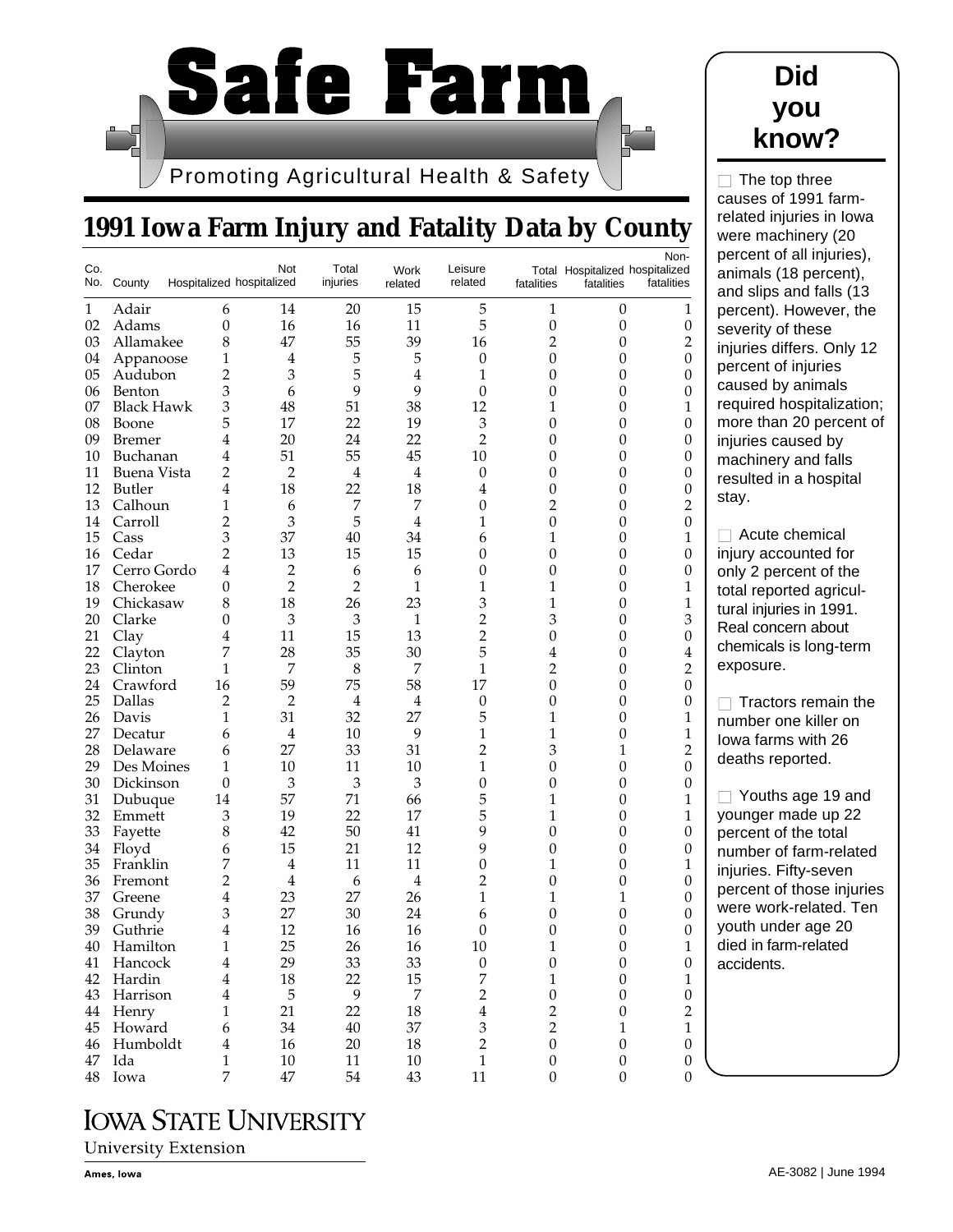# Safe Farm

Promoting Agricultural Health & Safety

## 1991 Iowa Farm Injury and Fatality Data by County

| Co. No. | County | Hospitalized | Not hospitalized | Total injuries | Work related | Leisure related | Total fatalities | Hospitalized fatalities | Non-hospitalized fatalities |
|---|---|---|---|---|---|---|---|---|---|
| 1 | Adair | 6 | 14 | 20 | 15 | 5 | 1 | 0 | 1 |
| 02 | Adams | 0 | 16 | 16 | 11 | 5 | 0 | 0 | 0 |
| 03 | Allamakee | 8 | 47 | 55 | 39 | 16 | 2 | 0 | 2 |
| 04 | Appanoose | 1 | 4 | 5 | 5 | 0 | 0 | 0 | 0 |
| 05 | Audubon | 2 | 3 | 5 | 4 | 1 | 0 | 0 | 0 |
| 06 | Benton | 3 | 6 | 9 | 9 | 0 | 0 | 0 | 0 |
| 07 | Black Hawk | 3 | 48 | 51 | 38 | 12 | 1 | 0 | 1 |
| 08 | Boone | 5 | 17 | 22 | 19 | 3 | 0 | 0 | 0 |
| 09 | Bremer | 4 | 20 | 24 | 22 | 2 | 0 | 0 | 0 |
| 10 | Buchanan | 4 | 51 | 55 | 45 | 10 | 0 | 0 | 0 |
| 11 | Buena Vista | 2 | 2 | 4 | 4 | 0 | 0 | 0 | 0 |
| 12 | Butler | 4 | 18 | 22 | 18 | 4 | 0 | 0 | 0 |
| 13 | Calhoun | 1 | 6 | 7 | 7 | 0 | 2 | 0 | 2 |
| 14 | Carroll | 2 | 3 | 5 | 4 | 1 | 0 | 0 | 0 |
| 15 | Cass | 3 | 37 | 40 | 34 | 6 | 1 | 0 | 1 |
| 16 | Cedar | 2 | 13 | 15 | 15 | 0 | 0 | 0 | 0 |
| 17 | Cerro Gordo | 4 | 2 | 6 | 6 | 0 | 0 | 0 | 0 |
| 18 | Cherokee | 0 | 2 | 2 | 1 | 1 | 1 | 0 | 1 |
| 19 | Chickasaw | 8 | 18 | 26 | 23 | 3 | 1 | 0 | 1 |
| 20 | Clarke | 0 | 3 | 3 | 1 | 2 | 3 | 0 | 3 |
| 21 | Clay | 4 | 11 | 15 | 13 | 2 | 0 | 0 | 0 |
| 22 | Clayton | 7 | 28 | 35 | 30 | 5 | 4 | 0 | 4 |
| 23 | Clinton | 1 | 7 | 8 | 7 | 1 | 2 | 0 | 2 |
| 24 | Crawford | 16 | 59 | 75 | 58 | 17 | 0 | 0 | 0 |
| 25 | Dallas | 2 | 2 | 4 | 4 | 0 | 0 | 0 | 0 |
| 26 | Davis | 1 | 31 | 32 | 27 | 5 | 1 | 0 | 1 |
| 27 | Decatur | 6 | 4 | 10 | 9 | 1 | 1 | 0 | 1 |
| 28 | Delaware | 6 | 27 | 33 | 31 | 2 | 3 | 1 | 2 |
| 29 | Des Moines | 1 | 10 | 11 | 10 | 1 | 0 | 0 | 0 |
| 30 | Dickinson | 0 | 3 | 3 | 3 | 0 | 0 | 0 | 0 |
| 31 | Dubuque | 14 | 57 | 71 | 66 | 5 | 1 | 0 | 1 |
| 32 | Emmett | 3 | 19 | 22 | 17 | 5 | 1 | 0 | 1 |
| 33 | Fayette | 8 | 42 | 50 | 41 | 9 | 0 | 0 | 0 |
| 34 | Floyd | 6 | 15 | 21 | 12 | 9 | 0 | 0 | 0 |
| 35 | Franklin | 7 | 4 | 11 | 11 | 0 | 1 | 0 | 1 |
| 36 | Fremont | 2 | 4 | 6 | 4 | 2 | 0 | 0 | 0 |
| 37 | Greene | 4 | 23 | 27 | 26 | 1 | 1 | 1 | 0 |
| 38 | Grundy | 3 | 27 | 30 | 24 | 6 | 0 | 0 | 0 |
| 39 | Guthrie | 4 | 12 | 16 | 16 | 0 | 0 | 0 | 0 |
| 40 | Hamilton | 1 | 25 | 26 | 16 | 10 | 1 | 0 | 1 |
| 41 | Hancock | 4 | 29 | 33 | 33 | 0 | 0 | 0 | 0 |
| 42 | Hardin | 4 | 18 | 22 | 15 | 7 | 1 | 0 | 1 |
| 43 | Harrison | 4 | 5 | 9 | 7 | 2 | 0 | 0 | 0 |
| 44 | Henry | 1 | 21 | 22 | 18 | 4 | 2 | 0 | 2 |
| 45 | Howard | 6 | 34 | 40 | 37 | 3 | 2 | 1 | 1 |
| 46 | Humboldt | 4 | 16 | 20 | 18 | 2 | 0 | 0 | 0 |
| 47 | Ida | 1 | 10 | 11 | 10 | 1 | 0 | 0 | 0 |
| 48 | Iowa | 7 | 47 | 54 | 43 | 11 | 0 | 0 | 0 |

## Did you know?

- The top three causes of 1991 farm-related injuries in Iowa were machinery (20 percent of all injuries), animals (18 percent), and slips and falls (13 percent). However, the severity of these injuries differs. Only 12 percent of injuries caused by animals required hospitalization; more than 20 percent of injuries caused by machinery and falls resulted in a hospital stay.

- Acute chemical injury accounted for only 2 percent of the total reported agricultural injuries in 1991. Real concern about chemicals is long-term exposure.

- Tractors remain the number one killer on Iowa farms with 26 deaths reported.

- Youths age 19 and younger made up 22 percent of the total number of farm-related injuries. Fifty-seven percent of those injuries were work-related. Ten youth under age 20 died in farm-related accidents.

IOWA STATE UNIVERSITY
University Extension
Ames, Iowa

AE-3082 | June 1994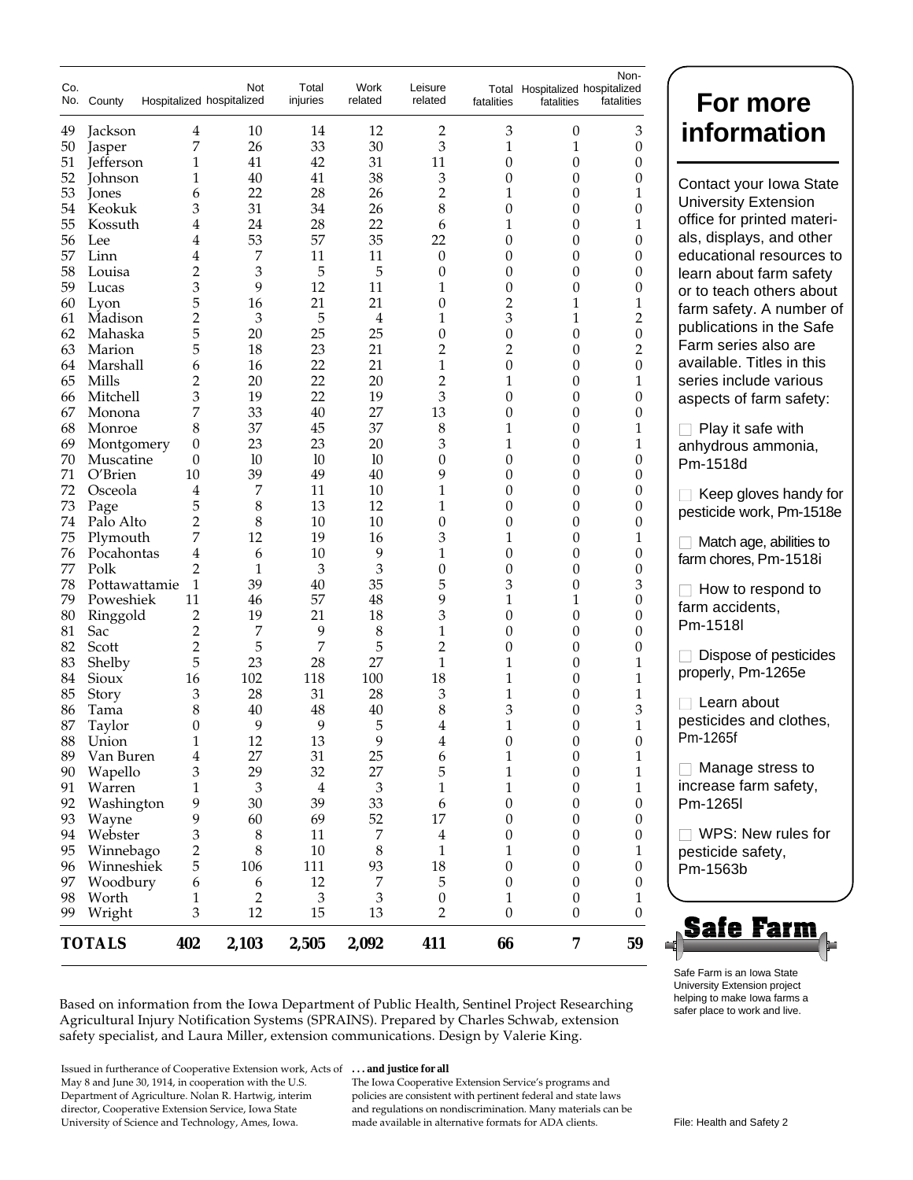| Co. No. | County | Hospitalized | Not hospitalized | Total injuries | Work related | Leisure related | Total fatalities | Hospitalized fatalities | Non-hospitalized fatalities |
|---|---|---|---|---|---|---|---|---|---|
| 49 | Jackson | 4 | 10 | 14 | 12 | 2 | 3 | 0 | 3 |
| 50 | Jasper | 7 | 26 | 33 | 30 | 3 | 1 | 1 | 0 |
| 51 | Jefferson | 1 | 41 | 42 | 31 | 11 | 0 | 0 | 0 |
| 52 | Johnson | 1 | 40 | 41 | 38 | 3 | 0 | 0 | 0 |
| 53 | Jones | 6 | 22 | 28 | 26 | 2 | 1 | 0 | 1 |
| 54 | Keokuk | 3 | 31 | 34 | 26 | 8 | 0 | 0 | 0 |
| 55 | Kossuth | 4 | 24 | 28 | 22 | 6 | 1 | 0 | 1 |
| 56 | Lee | 4 | 53 | 57 | 35 | 22 | 0 | 0 | 0 |
| 57 | Linn | 4 | 7 | 11 | 11 | 0 | 0 | 0 | 0 |
| 58 | Louisa | 2 | 3 | 5 | 5 | 0 | 0 | 0 | 0 |
| 59 | Lucas | 3 | 9 | 12 | 11 | 1 | 0 | 0 | 0 |
| 60 | Lyon | 5 | 16 | 21 | 21 | 0 | 2 | 1 | 1 |
| 61 | Madison | 2 | 3 | 5 | 4 | 1 | 3 | 1 | 2 |
| 62 | Mahaska | 5 | 20 | 25 | 25 | 0 | 0 | 0 | 0 |
| 63 | Marion | 5 | 18 | 23 | 21 | 2 | 2 | 0 | 2 |
| 64 | Marshall | 6 | 16 | 22 | 21 | 1 | 0 | 0 | 0 |
| 65 | Mills | 2 | 20 | 22 | 20 | 2 | 1 | 0 | 1 |
| 66 | Mitchell | 3 | 19 | 22 | 19 | 3 | 0 | 0 | 0 |
| 67 | Monona | 7 | 33 | 40 | 27 | 13 | 0 | 0 | 0 |
| 68 | Monroe | 8 | 37 | 45 | 37 | 8 | 1 | 0 | 1 |
| 69 | Montgomery | 0 | 23 | 23 | 20 | 3 | 1 | 0 | 1 |
| 70 | Muscatine | 0 | 10 | 10 | 10 | 0 | 0 | 0 | 0 |
| 71 | O'Brien | 10 | 39 | 49 | 40 | 9 | 0 | 0 | 0 |
| 72 | Osceola | 4 | 7 | 11 | 10 | 1 | 0 | 0 | 0 |
| 73 | Page | 5 | 8 | 13 | 12 | 1 | 0 | 0 | 0 |
| 74 | Palo Alto | 2 | 8 | 10 | 10 | 0 | 0 | 0 | 0 |
| 75 | Plymouth | 7 | 12 | 19 | 16 | 3 | 1 | 0 | 1 |
| 76 | Pocahontas | 4 | 6 | 10 | 9 | 1 | 0 | 0 | 0 |
| 77 | Polk | 2 | 1 | 3 | 3 | 0 | 0 | 0 | 0 |
| 78 | Pottawattamie | 1 | 39 | 40 | 35 | 5 | 3 | 0 | 3 |
| 79 | Poweshiek | 11 | 46 | 57 | 48 | 9 | 1 | 1 | 0 |
| 80 | Ringgold | 2 | 19 | 21 | 18 | 3 | 0 | 0 | 0 |
| 81 | Sac | 2 | 7 | 9 | 8 | 1 | 0 | 0 | 0 |
| 82 | Scott | 2 | 5 | 7 | 5 | 2 | 0 | 0 | 0 |
| 83 | Shelby | 5 | 23 | 28 | 27 | 1 | 1 | 0 | 1 |
| 84 | Sioux | 16 | 102 | 118 | 100 | 18 | 1 | 0 | 1 |
| 85 | Story | 3 | 28 | 31 | 28 | 3 | 1 | 0 | 1 |
| 86 | Tama | 8 | 40 | 48 | 40 | 8 | 3 | 0 | 3 |
| 87 | Taylor | 0 | 9 | 9 | 5 | 4 | 1 | 0 | 1 |
| 88 | Union | 1 | 12 | 13 | 9 | 4 | 0 | 0 | 0 |
| 89 | Van Buren | 4 | 27 | 31 | 25 | 6 | 1 | 0 | 1 |
| 90 | Wapello | 3 | 29 | 32 | 27 | 5 | 1 | 0 | 1 |
| 91 | Warren | 1 | 3 | 4 | 3 | 1 | 1 | 0 | 1 |
| 92 | Washington | 9 | 30 | 39 | 33 | 6 | 0 | 0 | 0 |
| 93 | Wayne | 9 | 60 | 69 | 52 | 17 | 0 | 0 | 0 |
| 94 | Webster | 3 | 8 | 11 | 7 | 4 | 0 | 0 | 0 |
| 95 | Winnebago | 2 | 8 | 10 | 8 | 1 | 1 | 0 | 1 |
| 96 | Winneshiek | 5 | 106 | 111 | 93 | 18 | 0 | 0 | 0 |
| 97 | Woodbury | 6 | 6 | 12 | 7 | 5 | 0 | 0 | 0 |
| 98 | Worth | 1 | 2 | 3 | 3 | 0 | 1 | 0 | 1 |
| 99 | Wright | 3 | 12 | 15 | 13 | 2 | 0 | 0 | 0 |
| | **TOTALS** | **402** | **2,103** | **2,505** | **2,092** | **411** | **66** | **7** | **59** |

Based on information from the Iowa Department of Public Health, Sentinel Project Researching Agricultural Injury Notification Systems (SPRAINS). Prepared by Charles Schwab, extension safety specialist, and Laura Miller, extension communications. Design by Valerie King.

## For more information

Contact your Iowa State University Extension office for printed materials, displays, and other educational resources to learn about farm safety or to teach others about farm safety. A number of publications in the Safe Farm series also are available. Titles in this series include various aspects of farm safety:

- Play it safe with anhydrous ammonia, Pm-1518d
- Keep gloves handy for pesticide work, Pm-1518e
- Match age, abilities to farm chores, Pm-1518i
- How to respond to farm accidents, Pm-1518l
- Dispose of pesticides properly, Pm-1265e
- Learn about pesticides and clothes, Pm-1265f
- Manage stress to increase farm safety, Pm-1265l
- WPS: New rules for pesticide safety, Pm-1563b

**Safe Farm**

Safe Farm is an Iowa State University Extension project helping to make Iowa farms a safer place to work and live.

Issued in furtherance of Cooperative Extension work, Acts of May 8 and June 30, 1914, in cooperation with the U.S. Department of Agriculture. Nolan R. Hartwig, interim director, Cooperative Extension Service, Iowa State University of Science and Technology, Ames, Iowa.

**. . . and justice for all**

The Iowa Cooperative Extension Service's programs and policies are consistent with pertinent federal and state laws and regulations on nondiscrimination. Many materials can be made available in alternative formats for ADA clients.

File: Health and Safety 2